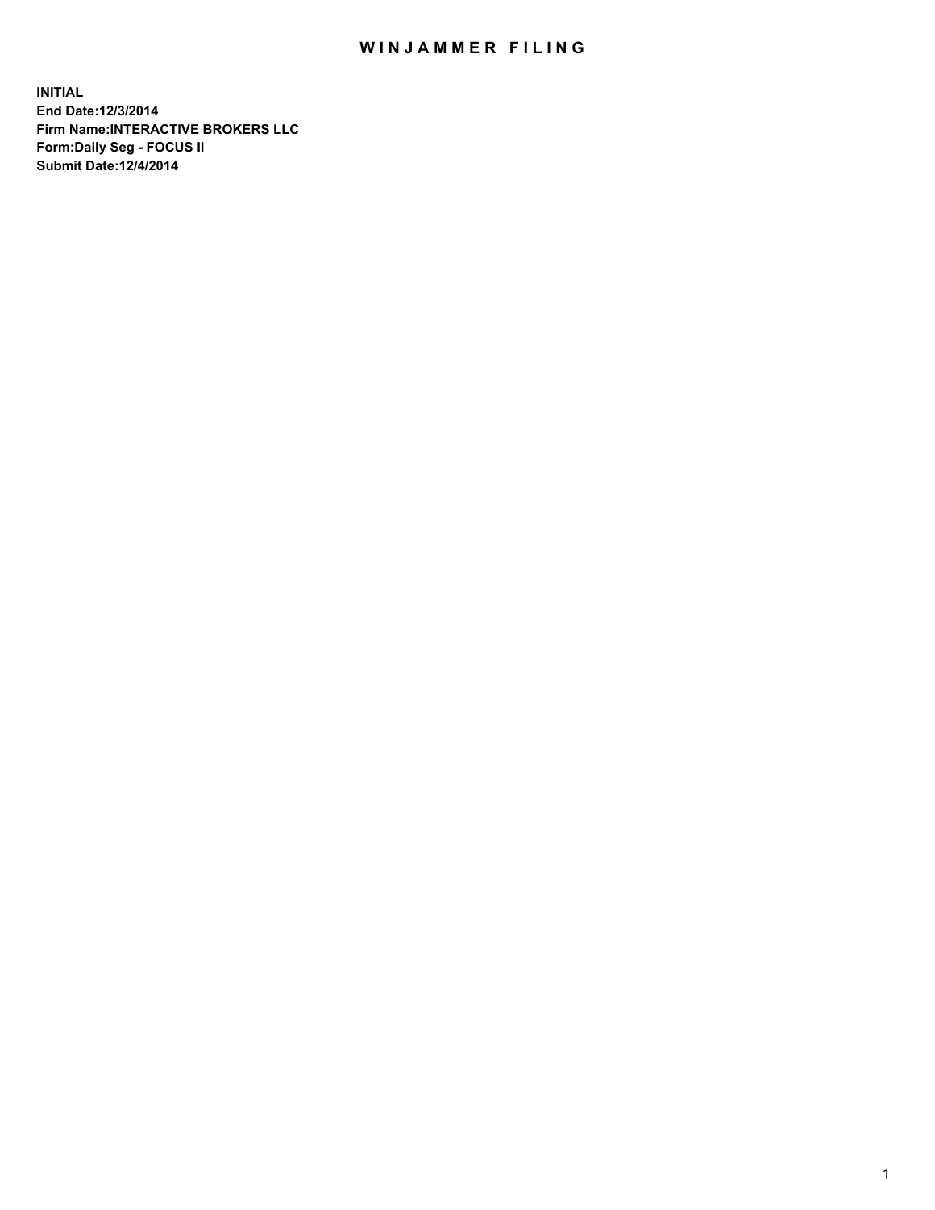# WINJAMMER FILING

**INITIAL**
**End Date:12/3/2014**
**Firm Name:INTERACTIVE BROKERS LLC**
**Form:Daily Seg - FOCUS II**
**Submit Date:12/4/2014**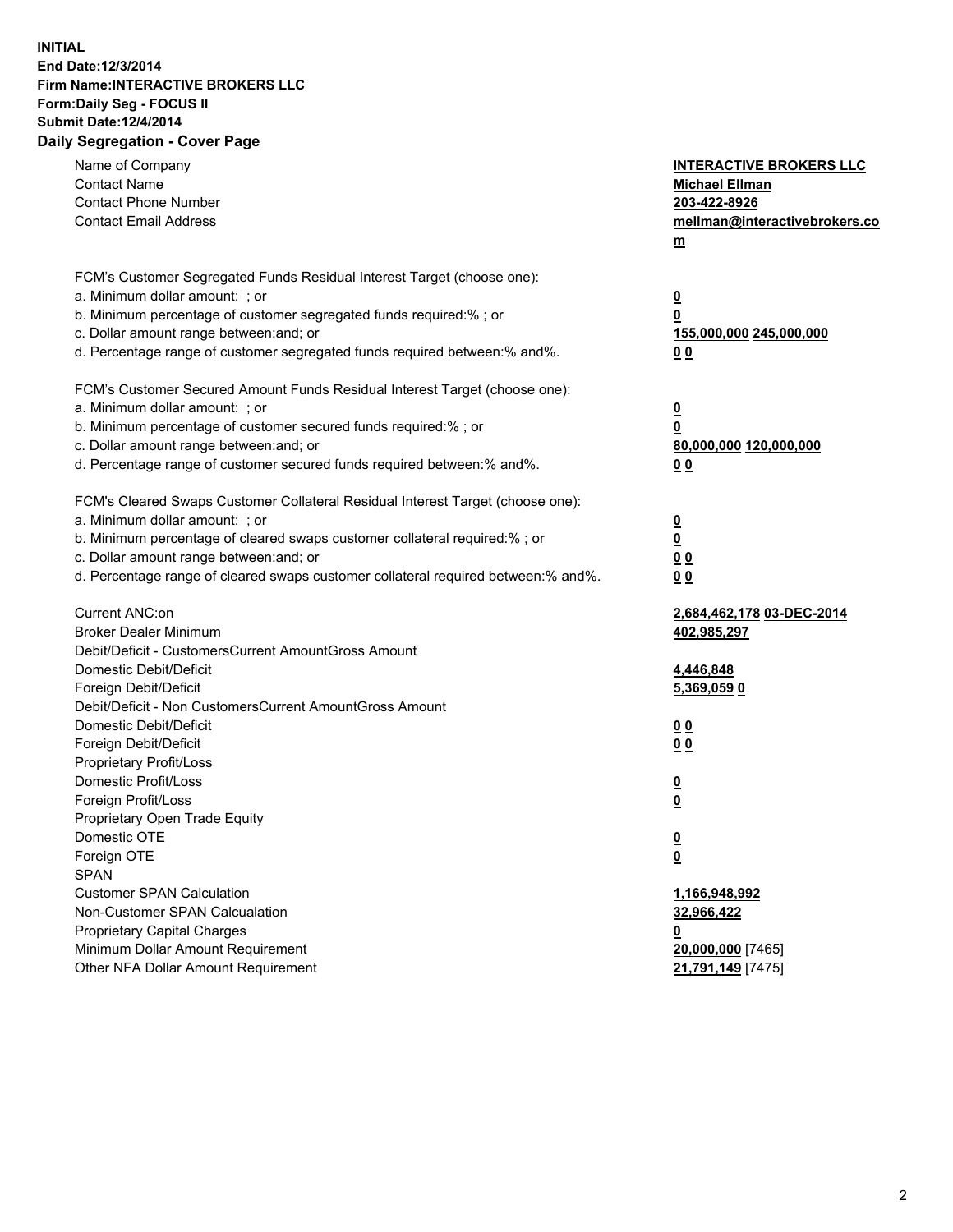**INITIAL**
**End Date:12/3/2014**
**Firm Name:INTERACTIVE BROKERS LLC**
**Form:Daily Seg - FOCUS II**
**Submit Date:12/4/2014**

## Daily Segregation - Cover Page

| | |
|---|---|
| Name of Company | **INTERACTIVE BROKERS LLC** |
| Contact Name | **Michael Ellman** |
| Contact Phone Number | **203-422-8926** |
| Contact Email Address | **mellman@interactivebrokers.com** |
| FCM's Customer Segregated Funds Residual Interest Target (choose one): | |
| a. Minimum dollar amount: ; or | **0** |
| b. Minimum percentage of customer segregated funds required:% ; or | **0** |
| c. Dollar amount range between:and; or | **155,000,000 245,000,000** |
| d. Percentage range of customer segregated funds required between:% and%. | **0 0** |
| FCM's Customer Secured Amount Funds Residual Interest Target (choose one): | |
| a. Minimum dollar amount: ; or | **0** |
| b. Minimum percentage of customer secured funds required:% ; or | **0** |
| c. Dollar amount range between:and; or | **80,000,000 120,000,000** |
| d. Percentage range of customer secured funds required between:% and%. | **0 0** |
| FCM's Cleared Swaps Customer Collateral Residual Interest Target (choose one): | |
| a. Minimum dollar amount: ; or | **0** |
| b. Minimum percentage of cleared swaps customer collateral required:% ; or | **0** |
| c. Dollar amount range between:and; or | **0 0** |
| d. Percentage range of cleared swaps customer collateral required between:% and%. | **0 0** |
| Current ANC:on | **2,684,462,178 03-DEC-2014** |
| Broker Dealer Minimum | **402,985,297** |
| Debit/Deficit - CustomersCurrent AmountGross Amount | |
| Domestic Debit/Deficit | **4,446,848** |
| Foreign Debit/Deficit | **5,369,059 0** |
| Debit/Deficit - Non CustomersCurrent AmountGross Amount | |
| Domestic Debit/Deficit | **0 0** |
| Foreign Debit/Deficit | **0 0** |
| Proprietary Profit/Loss | |
| Domestic Profit/Loss | **0** |
| Foreign Profit/Loss | **0** |
| Proprietary Open Trade Equity | |
| Domestic OTE | **0** |
| Foreign OTE | **0** |
| SPAN | |
| Customer SPAN Calculation | **1,166,948,992** |
| Non-Customer SPAN Calcualation | **32,966,422** |
| Proprietary Capital Charges | **0** |
| Minimum Dollar Amount Requirement | **20,000,000** [7465] |
| Other NFA Dollar Amount Requirement | **21,791,149** [7475] |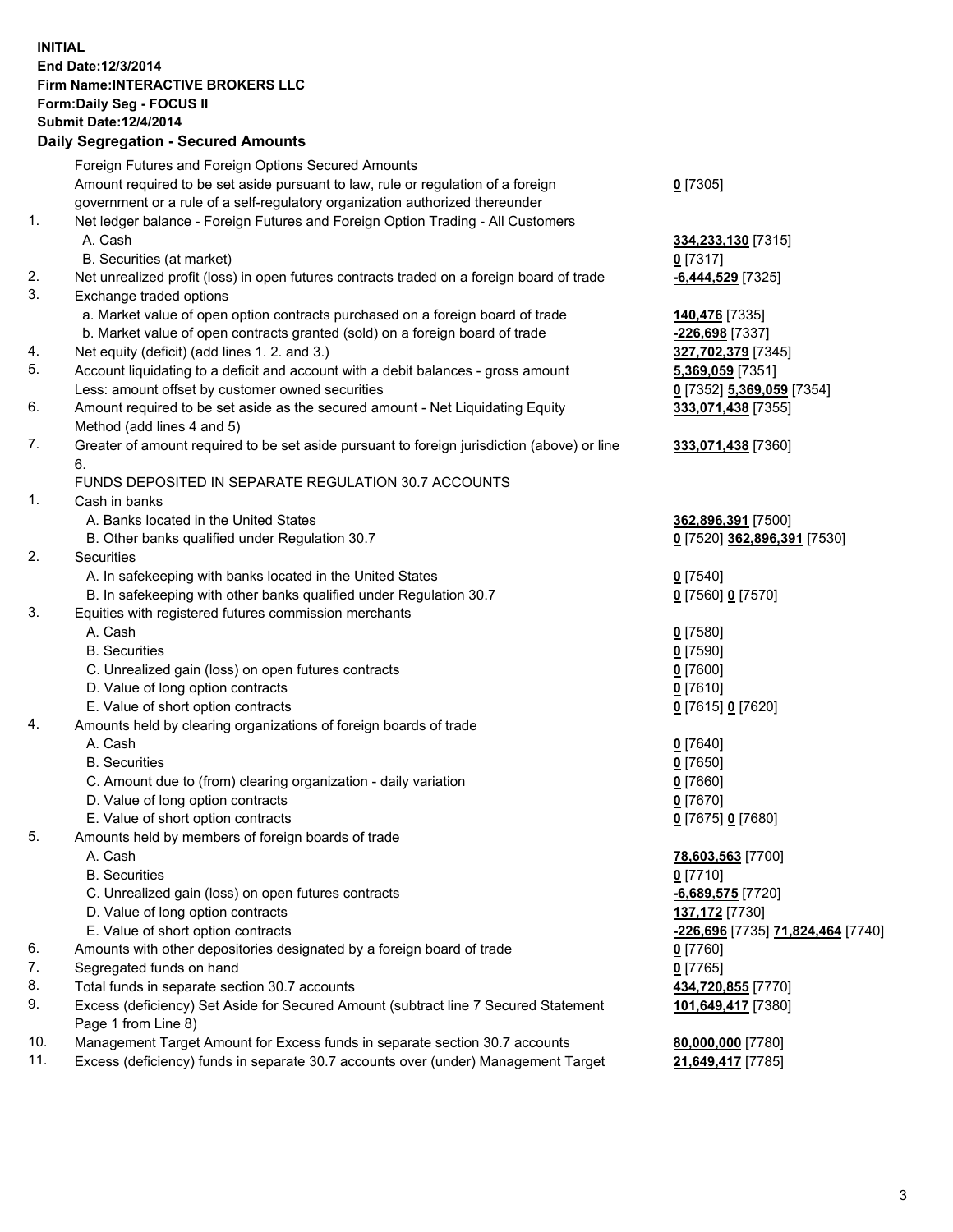**INITIAL**
**End Date:12/3/2014**
**Firm Name:INTERACTIVE BROKERS LLC**
**Form:Daily Seg - FOCUS II**
**Submit Date:12/4/2014**

## Daily Segregation - Secured Amounts

| | | |
|---|---|---|
| | Foreign Futures and Foreign Options Secured Amounts | |
| | Amount required to be set aside pursuant to law, rule or regulation of a foreign government or a rule of a self-regulatory organization authorized thereunder | **0** [7305] |
| 1. | Net ledger balance - Foreign Futures and Foreign Option Trading - All Customers | |
| | A. Cash | **334,233,130** [7315] |
| | B. Securities (at market) | **0** [7317] |
| 2. | Net unrealized profit (loss) in open futures contracts traded on a foreign board of trade | **-6,444,529** [7325] |
| 3. | Exchange traded options | |
| | a. Market value of open option contracts purchased on a foreign board of trade | **140,476** [7335] |
| | b. Market value of open contracts granted (sold) on a foreign board of trade | **-226,698** [7337] |
| 4. | Net equity (deficit) (add lines 1. 2. and 3.) | **327,702,379** [7345] |
| 5. | Account liquidating to a deficit and account with a debit balances - gross amount | **5,369,059** [7351] |
| | Less: amount offset by customer owned securities | **0** [7352] **5,369,059** [7354] |
| 6. | Amount required to be set aside as the secured amount - Net Liquidating Equity Method (add lines 4 and 5) | **333,071,438** [7355] |
| 7. | Greater of amount required to be set aside pursuant to foreign jurisdiction (above) or line 6. | **333,071,438** [7360] |
| | FUNDS DEPOSITED IN SEPARATE REGULATION 30.7 ACCOUNTS | |
| 1. | Cash in banks | |
| | A. Banks located in the United States | **362,896,391** [7500] |
| | B. Other banks qualified under Regulation 30.7 | **0** [7520] **362,896,391** [7530] |
| 2. | Securities | |
| | A. In safekeeping with banks located in the United States | **0** [7540] |
| | B. In safekeeping with other banks qualified under Regulation 30.7 | **0** [7560] **0** [7570] |
| 3. | Equities with registered futures commission merchants | |
| | A. Cash | **0** [7580] |
| | B. Securities | **0** [7590] |
| | C. Unrealized gain (loss) on open futures contracts | **0** [7600] |
| | D. Value of long option contracts | **0** [7610] |
| | E. Value of short option contracts | **0** [7615] **0** [7620] |
| 4. | Amounts held by clearing organizations of foreign boards of trade | |
| | A. Cash | **0** [7640] |
| | B. Securities | **0** [7650] |
| | C. Amount due to (from) clearing organization - daily variation | **0** [7660] |
| | D. Value of long option contracts | **0** [7670] |
| | E. Value of short option contracts | **0** [7675] **0** [7680] |
| 5. | Amounts held by members of foreign boards of trade | |
| | A. Cash | **78,603,563** [7700] |
| | B. Securities | **0** [7710] |
| | C. Unrealized gain (loss) on open futures contracts | **-6,689,575** [7720] |
| | D. Value of long option contracts | **137,172** [7730] |
| | E. Value of short option contracts | **-226,696** [7735] **71,824,464** [7740] |
| 6. | Amounts with other depositories designated by a foreign board of trade | **0** [7760] |
| 7. | Segregated funds on hand | **0** [7765] |
| 8. | Total funds in separate section 30.7 accounts | **434,720,855** [7770] |
| 9. | Excess (deficiency) Set Aside for Secured Amount (subtract line 7 Secured Statement Page 1 from Line 8) | **101,649,417** [7380] |
| 10. | Management Target Amount for Excess funds in separate section 30.7 accounts | **80,000,000** [7780] |
| 11. | Excess (deficiency) funds in separate 30.7 accounts over (under) Management Target | **21,649,417** [7785] |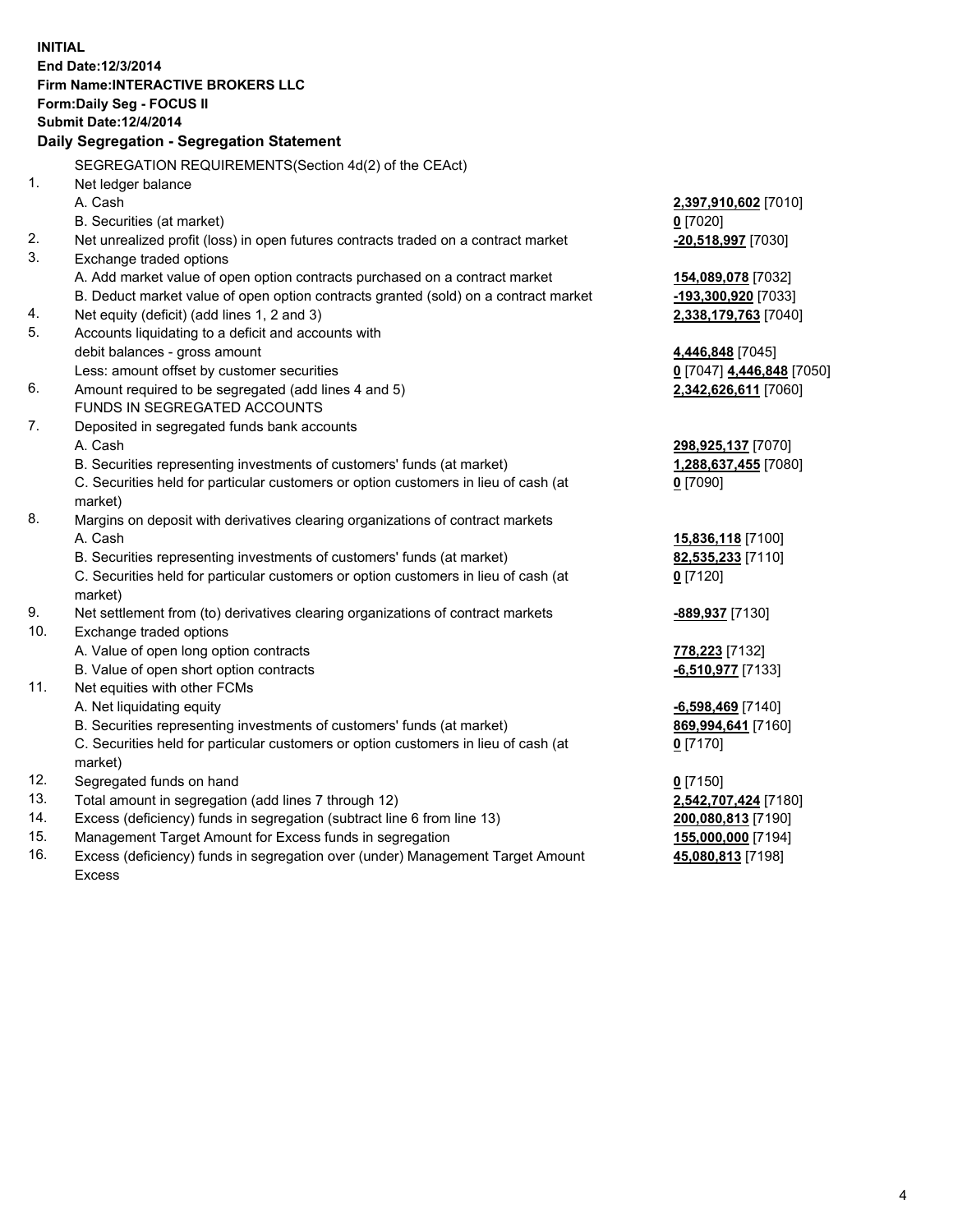**INITIAL**
**End Date:12/3/2014**
**Firm Name:INTERACTIVE BROKERS LLC**
**Form:Daily Seg - FOCUS II**
**Submit Date:12/4/2014**

## Daily Segregation - Segregation Statement

SEGREGATION REQUIREMENTS(Section 4d(2) of the CEAct)

| | | |
|---|---|---|
| 1. | Net ledger balance | |
| | A. Cash | **2,397,910,602** [7010] |
| | B. Securities (at market) | **0** [7020] |
| 2. | Net unrealized profit (loss) in open futures contracts traded on a contract market | **-20,518,997** [7030] |
| 3. | Exchange traded options | |
| | A. Add market value of open option contracts purchased on a contract market | **154,089,078** [7032] |
| | B. Deduct market value of open option contracts granted (sold) on a contract market | **-193,300,920** [7033] |
| 4. | Net equity (deficit) (add lines 1, 2 and 3) | **2,338,179,763** [7040] |
| 5. | Accounts liquidating to a deficit and accounts with debit balances - gross amount | **4,446,848** [7045] |
| | Less: amount offset by customer securities | **0** [7047] **4,446,848** [7050] |
| 6. | Amount required to be segregated (add lines 4 and 5) | **2,342,626,611** [7060] |
| | FUNDS IN SEGREGATED ACCOUNTS | |
| 7. | Deposited in segregated funds bank accounts | |
| | A. Cash | **298,925,137** [7070] |
| | B. Securities representing investments of customers' funds (at market) | **1,288,637,455** [7080] |
| | C. Securities held for particular customers or option customers in lieu of cash (at market) | **0** [7090] |
| 8. | Margins on deposit with derivatives clearing organizations of contract markets | |
| | A. Cash | **15,836,118** [7100] |
| | B. Securities representing investments of customers' funds (at market) | **82,535,233** [7110] |
| | C. Securities held for particular customers or option customers in lieu of cash (at market) | **0** [7120] |
| 9. | Net settlement from (to) derivatives clearing organizations of contract markets | **-889,937** [7130] |
| 10. | Exchange traded options | |
| | A. Value of open long option contracts | **778,223** [7132] |
| | B. Value of open short option contracts | **-6,510,977** [7133] |
| 11. | Net equities with other FCMs | |
| | A. Net liquidating equity | **-6,598,469** [7140] |
| | B. Securities representing investments of customers' funds (at market) | **869,994,641** [7160] |
| | C. Securities held for particular customers or option customers in lieu of cash (at market) | **0** [7170] |
| 12. | Segregated funds on hand | **0** [7150] |
| 13. | Total amount in segregation (add lines 7 through 12) | **2,542,707,424** [7180] |
| 14. | Excess (deficiency) funds in segregation (subtract line 6 from line 13) | **200,080,813** [7190] |
| 15. | Management Target Amount for Excess funds in segregation | **155,000,000** [7194] |
| 16. | Excess (deficiency) funds in segregation over (under) Management Target Amount Excess | **45,080,813** [7198] |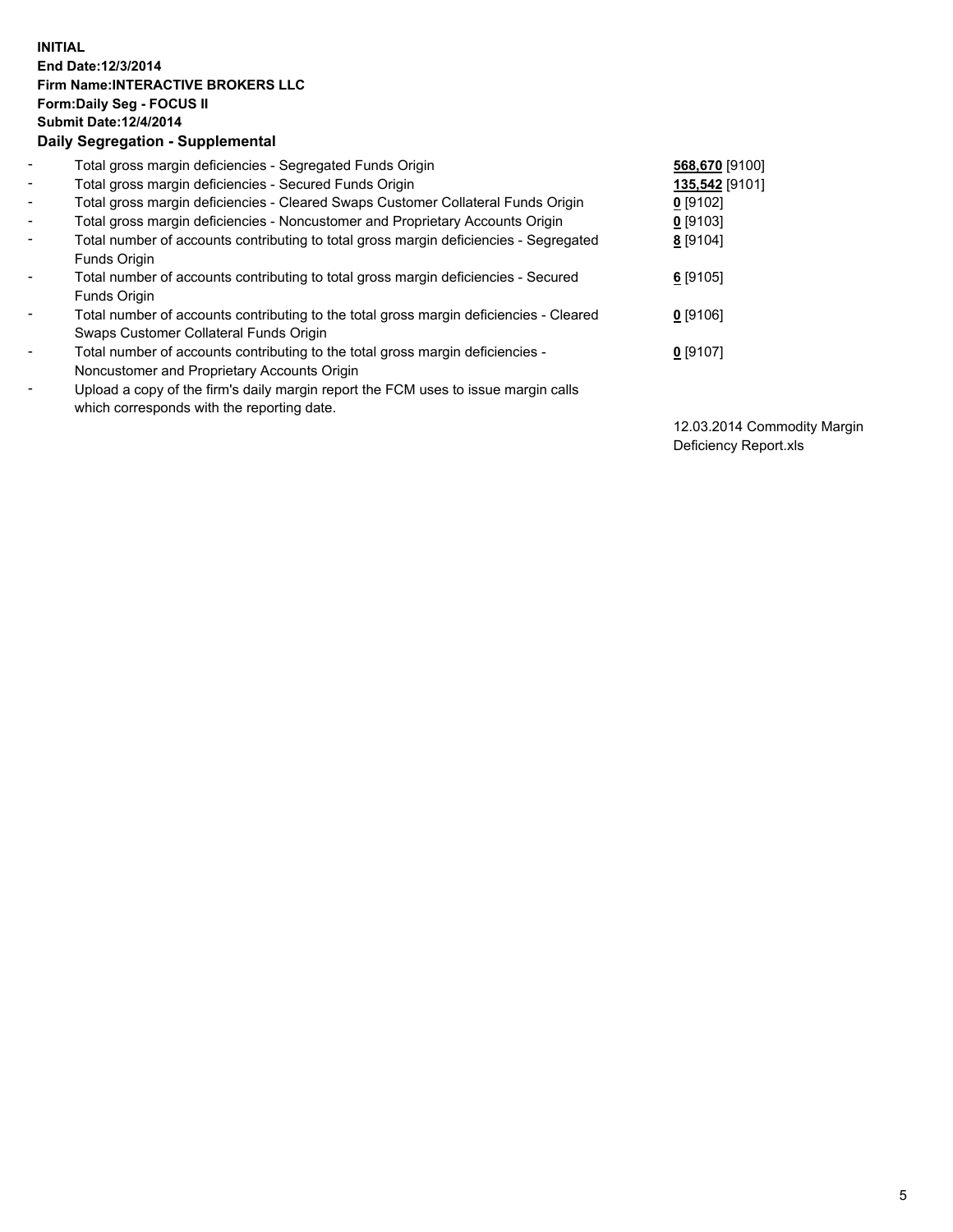**INITIAL**
**End Date:12/3/2014**
**Firm Name:INTERACTIVE BROKERS LLC**
**Form:Daily Seg - FOCUS II**
**Submit Date:12/4/2014**
**Daily Segregation - Supplemental**

| | | |
|---|---|---|
| - | Total gross margin deficiencies - Segregated Funds Origin | **568,670** [9100] |
| - | Total gross margin deficiencies - Secured Funds Origin | **135,542** [9101] |
| - | Total gross margin deficiencies - Cleared Swaps Customer Collateral Funds Origin | **0** [9102] |
| - | Total gross margin deficiencies - Noncustomer and Proprietary Accounts Origin | **0** [9103] |
| - | Total number of accounts contributing to total gross margin deficiencies - Segregated Funds Origin | **8** [9104] |
| - | Total number of accounts contributing to total gross margin deficiencies - Secured Funds Origin | **6** [9105] |
| - | Total number of accounts contributing to the total gross margin deficiencies - Cleared Swaps Customer Collateral Funds Origin | **0** [9106] |
| - | Total number of accounts contributing to the total gross margin deficiencies - Noncustomer and Proprietary Accounts Origin | **0** [9107] |
| - | Upload a copy of the firm's daily margin report the FCM uses to issue margin calls which corresponds with the reporting date. | 12.03.2014 Commodity Margin Deficiency Report.xls |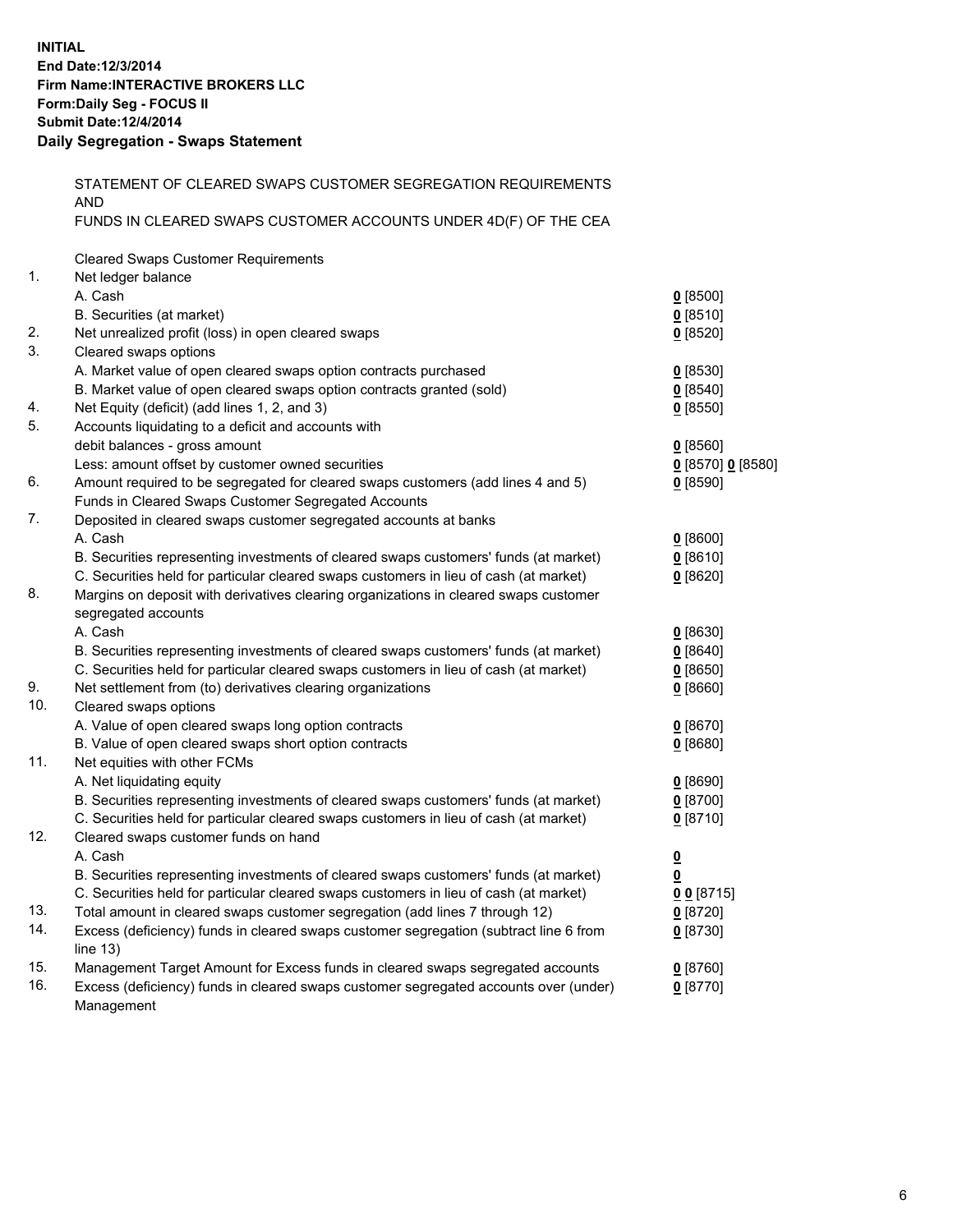**INITIAL**
**End Date:12/3/2014**
**Firm Name:INTERACTIVE BROKERS LLC**
**Form:Daily Seg - FOCUS II**
**Submit Date:12/4/2014**
**Daily Segregation - Swaps Statement**

STATEMENT OF CLEARED SWAPS CUSTOMER SEGREGATION REQUIREMENTS
AND
FUNDS IN CLEARED SWAPS CUSTOMER ACCOUNTS UNDER 4D(F) OF THE CEA

| | | |
|---|---|---|
| | Cleared Swaps Customer Requirements | |
| 1. | Net ledger balance | |
| | A. Cash | 0 [8500] |
| | B. Securities (at market) | 0 [8510] |
| 2. | Net unrealized profit (loss) in open cleared swaps | 0 [8520] |
| 3. | Cleared swaps options | |
| | A. Market value of open cleared swaps option contracts purchased | 0 [8530] |
| | B. Market value of open cleared swaps option contracts granted (sold) | 0 [8540] |
| 4. | Net Equity (deficit) (add lines 1, 2, and 3) | 0 [8550] |
| 5. | Accounts liquidating to a deficit and accounts with debit balances - gross amount | 0 [8560] |
| | Less: amount offset by customer owned securities | 0 [8570] 0 [8580] |
| 6. | Amount required to be segregated for cleared swaps customers (add lines 4 and 5) | 0 [8590] |
| | Funds in Cleared Swaps Customer Segregated Accounts | |
| 7. | Deposited in cleared swaps customer segregated accounts at banks | |
| | A. Cash | 0 [8600] |
| | B. Securities representing investments of cleared swaps customers' funds (at market) | 0 [8610] |
| | C. Securities held for particular cleared swaps customers in lieu of cash (at market) | 0 [8620] |
| 8. | Margins on deposit with derivatives clearing organizations in cleared swaps customer segregated accounts | |
| | A. Cash | 0 [8630] |
| | B. Securities representing investments of cleared swaps customers' funds (at market) | 0 [8640] |
| | C. Securities held for particular cleared swaps customers in lieu of cash (at market) | 0 [8650] |
| 9. | Net settlement from (to) derivatives clearing organizations | 0 [8660] |
| 10. | Cleared swaps options | |
| | A. Value of open cleared swaps long option contracts | 0 [8670] |
| | B. Value of open cleared swaps short option contracts | 0 [8680] |
| 11. | Net equities with other FCMs | |
| | A. Net liquidating equity | 0 [8690] |
| | B. Securities representing investments of cleared swaps customers' funds (at market) | 0 [8700] |
| | C. Securities held for particular cleared swaps customers in lieu of cash (at market) | 0 [8710] |
| 12. | Cleared swaps customer funds on hand | |
| | A. Cash | 0 |
| | B. Securities representing investments of cleared swaps customers' funds (at market) | 0 |
| | C. Securities held for particular cleared swaps customers in lieu of cash (at market) | 0 0 [8715] |
| 13. | Total amount in cleared swaps customer segregation (add lines 7 through 12) | 0 [8720] |
| 14. | Excess (deficiency) funds in cleared swaps customer segregation (subtract line 6 from line 13) | 0 [8730] |
| 15. | Management Target Amount for Excess funds in cleared swaps segregated accounts | 0 [8760] |
| 16. | Excess (deficiency) funds in cleared swaps customer segregated accounts over (under) Management | 0 [8770] |